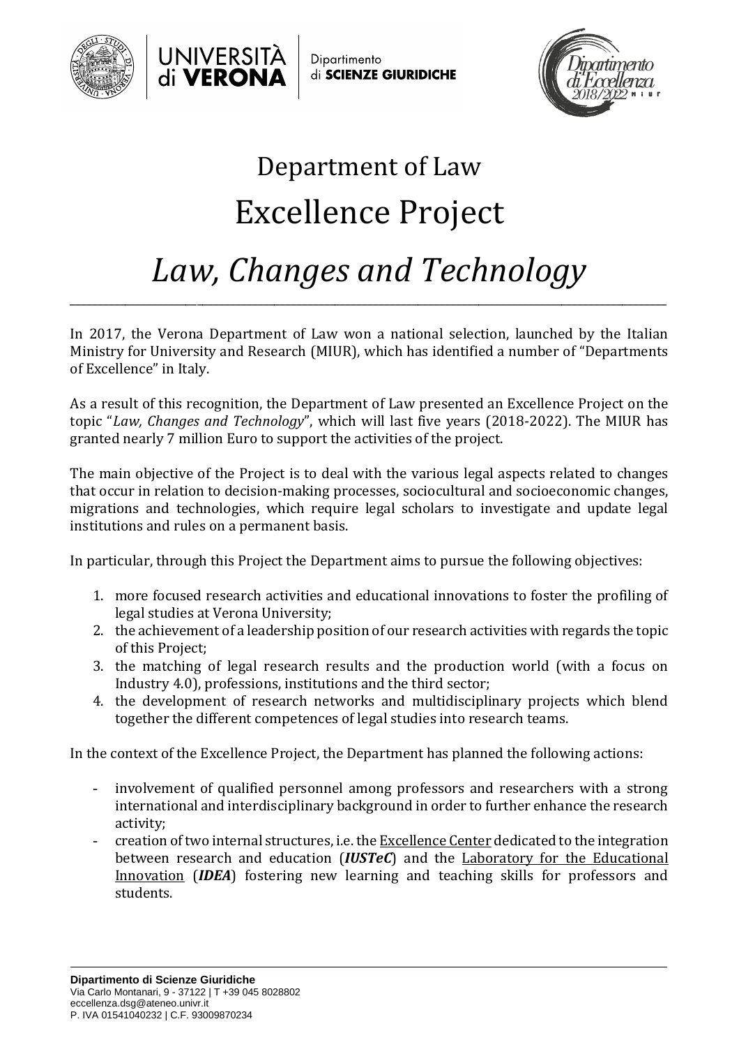# Department of Law

# Excellence Project

# *Law, Changes and Technology*

In 2017, the Verona Department of Law won a national selection, launched by the Italian Ministry for University and Research (MIUR), which has identified a number of "Departments of Excellence" in Italy.

As a result of this recognition, the Department of Law presented an Excellence Project on the topic "*Law, Changes and Technology*", which will last five years (2018-2022). The MIUR has granted nearly 7 million Euro to support the activities of the project.

The main objective of the Project is to deal with the various legal aspects related to changes that occur in relation to decision-making processes, sociocultural and socioeconomic changes, migrations and technologies, which require legal scholars to investigate and update legal institutions and rules on a permanent basis.

In particular, through this Project the Department aims to pursue the following objectives:

1. more focused research activities and educational innovations to foster the profiling of legal studies at Verona University;
2. the achievement of a leadership position of our research activities with regards the topic of this Project;
3. the matching of legal research results and the production world (with a focus on Industry 4.0), professions, institutions and the third sector;
4. the development of research networks and multidisciplinary projects which blend together the different competences of legal studies into research teams.

In the context of the Excellence Project, the Department has planned the following actions:

- involvement of qualified personnel among professors and researchers with a strong international and interdisciplinary background in order to further enhance the research activity;
- creation of two internal structures, i.e. the Excellence Center dedicated to the integration between research and education (***IUSTeC***) and the Laboratory for the Educational Innovation (***IDEA***) fostering new learning and teaching skills for professors and students.

**Dipartimento di Scienze Giuridiche**
Via Carlo Montanari, 9 - 37122 | T +39 045 8028802
eccellenza.dsg@ateneo.univr.it
P. IVA 01541040232 | C.F. 93009870234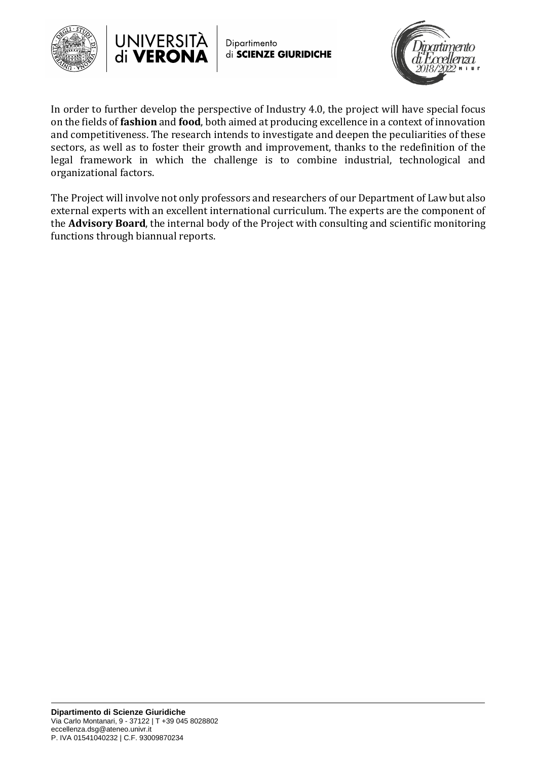In order to further develop the perspective of Industry 4.0, the project will have special focus on the fields of **fashion** and **food**, both aimed at producing excellence in a context of innovation and competitiveness. The research intends to investigate and deepen the peculiarities of these sectors, as well as to foster their growth and improvement, thanks to the redefinition of the legal framework in which the challenge is to combine industrial, technological and organizational factors.

The Project will involve not only professors and researchers of our Department of Law but also external experts with an excellent international curriculum. The experts are the component of the **Advisory Board**, the internal body of the Project with consulting and scientific monitoring functions through biannual reports.